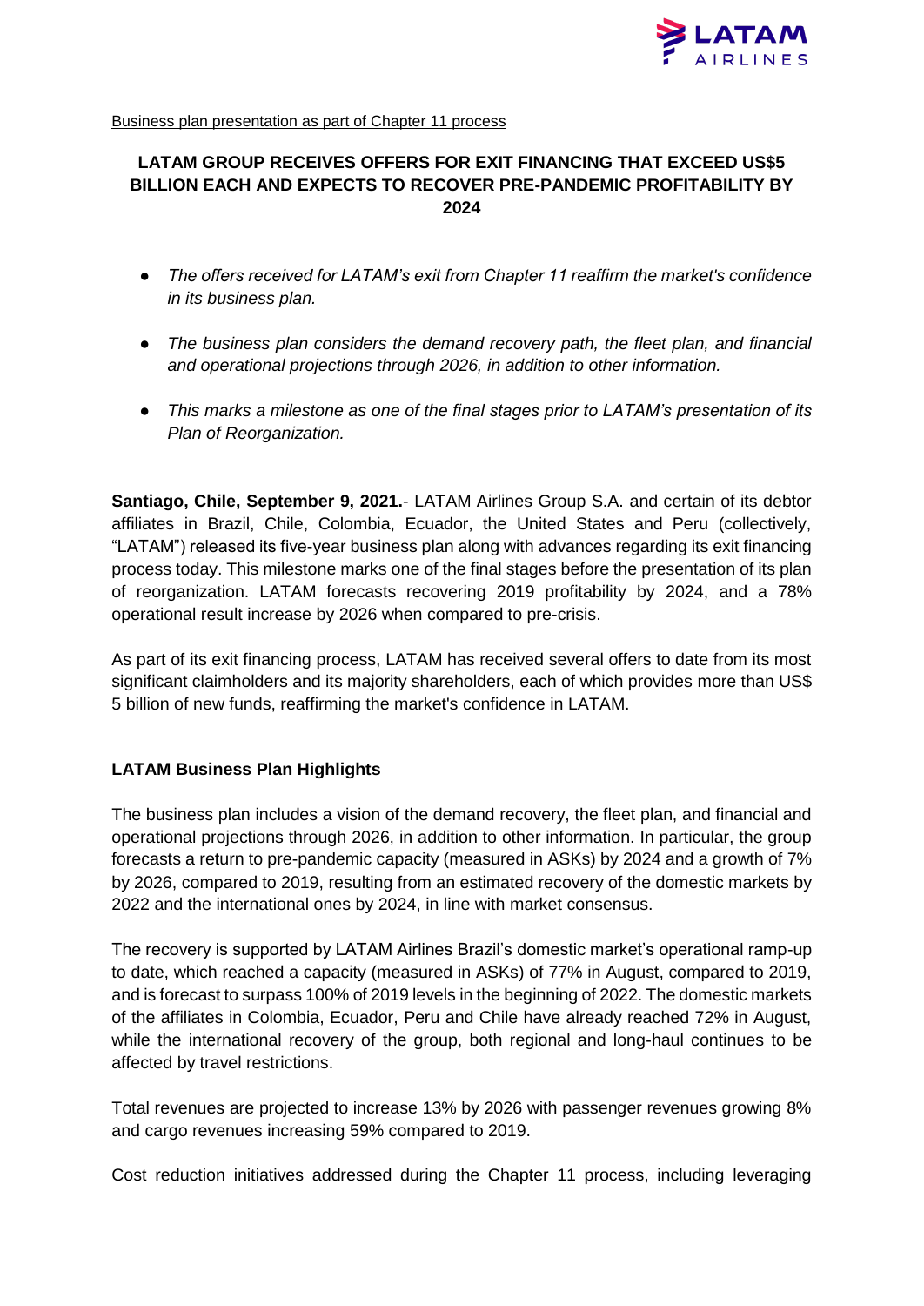Business plan presentation as part of Chapter 11 process

## LATAM GROUP RECEIVES OFFERS FOR EXIT FINANCING THAT EXCEED US$5 BILLION EACH AND EXPECTS TO RECOVER PRE-PANDEMIC PROFITABILITY BY 2024

- *The offers received for LATAM's exit from Chapter 11 reaffirm the market's confidence in its business plan.*
- *The business plan considers the demand recovery path, the fleet plan, and financial and operational projections through 2026, in addition to other information.*
- *This marks a milestone as one of the final stages prior to LATAM's presentation of its Plan of Reorganization.*

**Santiago, Chile, September 9, 2021.**- LATAM Airlines Group S.A. and certain of its debtor affiliates in Brazil, Chile, Colombia, Ecuador, the United States and Peru (collectively, "LATAM") released its five-year business plan along with advances regarding its exit financing process today. This milestone marks one of the final stages before the presentation of its plan of reorganization. LATAM forecasts recovering 2019 profitability by 2024, and a 78% operational result increase by 2026 when compared to pre-crisis.

As part of its exit financing process, LATAM has received several offers to date from its most significant claimholders and its majority shareholders, each of which provides more than US$ 5 billion of new funds, reaffirming the market's confidence in LATAM.

### LATAM Business Plan Highlights

The business plan includes a vision of the demand recovery, the fleet plan, and financial and operational projections through 2026, in addition to other information. In particular, the group forecasts a return to pre-pandemic capacity (measured in ASKs) by 2024 and a growth of 7% by 2026, compared to 2019, resulting from an estimated recovery of the domestic markets by 2022 and the international ones by 2024, in line with market consensus.

The recovery is supported by LATAM Airlines Brazil's domestic market's operational ramp-up to date, which reached a capacity (measured in ASKs) of 77% in August, compared to 2019, and is forecast to surpass 100% of 2019 levels in the beginning of 2022. The domestic markets of the affiliates in Colombia, Ecuador, Peru and Chile have already reached 72% in August, while the international recovery of the group, both regional and long-haul continues to be affected by travel restrictions.

Total revenues are projected to increase 13% by 2026 with passenger revenues growing 8% and cargo revenues increasing 59% compared to 2019.

Cost reduction initiatives addressed during the Chapter 11 process, including leveraging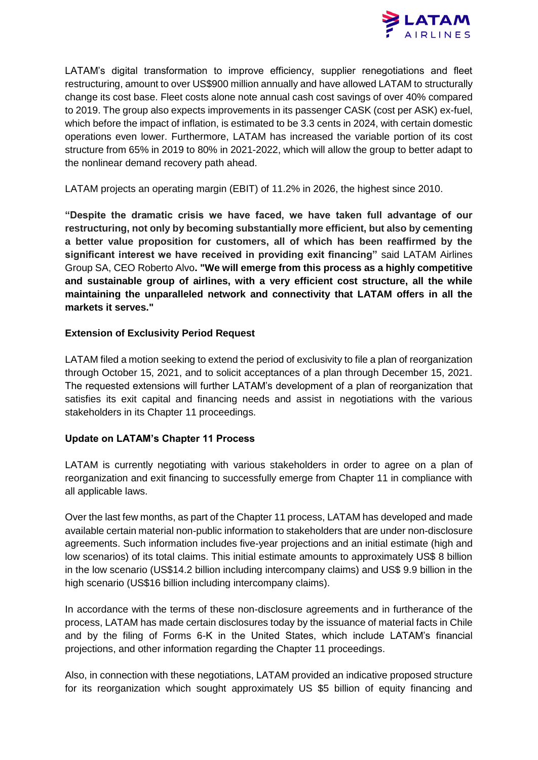LATAM's digital transformation to improve efficiency, supplier renegotiations and fleet restructuring, amount to over US$900 million annually and have allowed LATAM to structurally change its cost base. Fleet costs alone note annual cash cost savings of over 40% compared to 2019. The group also expects improvements in its passenger CASK (cost per ASK) ex-fuel, which before the impact of inflation, is estimated to be 3.3 cents in 2024, with certain domestic operations even lower. Furthermore, LATAM has increased the variable portion of its cost structure from 65% in 2019 to 80% in 2021-2022, which will allow the group to better adapt to the nonlinear demand recovery path ahead.

LATAM projects an operating margin (EBIT) of 11.2% in 2026, the highest since 2010.

**"Despite the dramatic crisis we have faced, we have taken full advantage of our restructuring, not only by becoming substantially more efficient, but also by cementing a better value proposition for customers, all of which has been reaffirmed by the significant interest we have received in providing exit financing"** said LATAM Airlines Group SA, CEO Roberto Alvo**. "We will emerge from this process as a highly competitive and sustainable group of airlines, with a very efficient cost structure, all the while maintaining the unparalleled network and connectivity that LATAM offers in all the markets it serves."**

**Extension of Exclusivity Period Request**

LATAM filed a motion seeking to extend the period of exclusivity to file a plan of reorganization through October 15, 2021, and to solicit acceptances of a plan through December 15, 2021. The requested extensions will further LATAM's development of a plan of reorganization that satisfies its exit capital and financing needs and assist in negotiations with the various stakeholders in its Chapter 11 proceedings.

**Update on LATAM's Chapter 11 Process**

LATAM is currently negotiating with various stakeholders in order to agree on a plan of reorganization and exit financing to successfully emerge from Chapter 11 in compliance with all applicable laws.

Over the last few months, as part of the Chapter 11 process, LATAM has developed and made available certain material non-public information to stakeholders that are under non-disclosure agreements. Such information includes five-year projections and an initial estimate (high and low scenarios) of its total claims. This initial estimate amounts to approximately US$ 8 billion in the low scenario (US$14.2 billion including intercompany claims) and US$ 9.9 billion in the high scenario (US$16 billion including intercompany claims).

In accordance with the terms of these non-disclosure agreements and in furtherance of the process, LATAM has made certain disclosures today by the issuance of material facts in Chile and by the filing of Forms 6-K in the United States, which include LATAM's financial projections, and other information regarding the Chapter 11 proceedings.

Also, in connection with these negotiations, LATAM provided an indicative proposed structure for its reorganization which sought approximately US $5 billion of equity financing and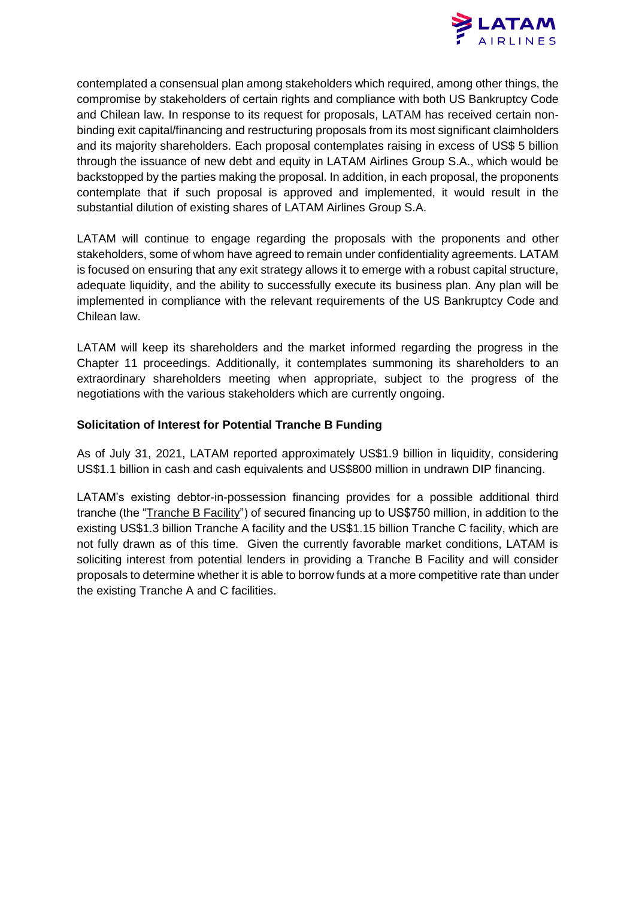contemplated a consensual plan among stakeholders which required, among other things, the compromise by stakeholders of certain rights and compliance with both US Bankruptcy Code and Chilean law. In response to its request for proposals, LATAM has received certain non-binding exit capital/financing and restructuring proposals from its most significant claimholders and its majority shareholders. Each proposal contemplates raising in excess of US$ 5 billion through the issuance of new debt and equity in LATAM Airlines Group S.A., which would be backstopped by the parties making the proposal. In addition, in each proposal, the proponents contemplate that if such proposal is approved and implemented, it would result in the substantial dilution of existing shares of LATAM Airlines Group S.A.

LATAM will continue to engage regarding the proposals with the proponents and other stakeholders, some of whom have agreed to remain under confidentiality agreements. LATAM is focused on ensuring that any exit strategy allows it to emerge with a robust capital structure, adequate liquidity, and the ability to successfully execute its business plan. Any plan will be implemented in compliance with the relevant requirements of the US Bankruptcy Code and Chilean law.

LATAM will keep its shareholders and the market informed regarding the progress in the Chapter 11 proceedings. Additionally, it contemplates summoning its shareholders to an extraordinary shareholders meeting when appropriate, subject to the progress of the negotiations with the various stakeholders which are currently ongoing.

**Solicitation of Interest for Potential Tranche B Funding**

As of July 31, 2021, LATAM reported approximately US$1.9 billion in liquidity, considering US$1.1 billion in cash and cash equivalents and US$800 million in undrawn DIP financing.

LATAM's existing debtor-in-possession financing provides for a possible additional third tranche (the "Tranche B Facility") of secured financing up to US$750 million, in addition to the existing US$1.3 billion Tranche A facility and the US$1.15 billion Tranche C facility, which are not fully drawn as of this time. Given the currently favorable market conditions, LATAM is soliciting interest from potential lenders in providing a Tranche B Facility and will consider proposals to determine whether it is able to borrow funds at a more competitive rate than under the existing Tranche A and C facilities.